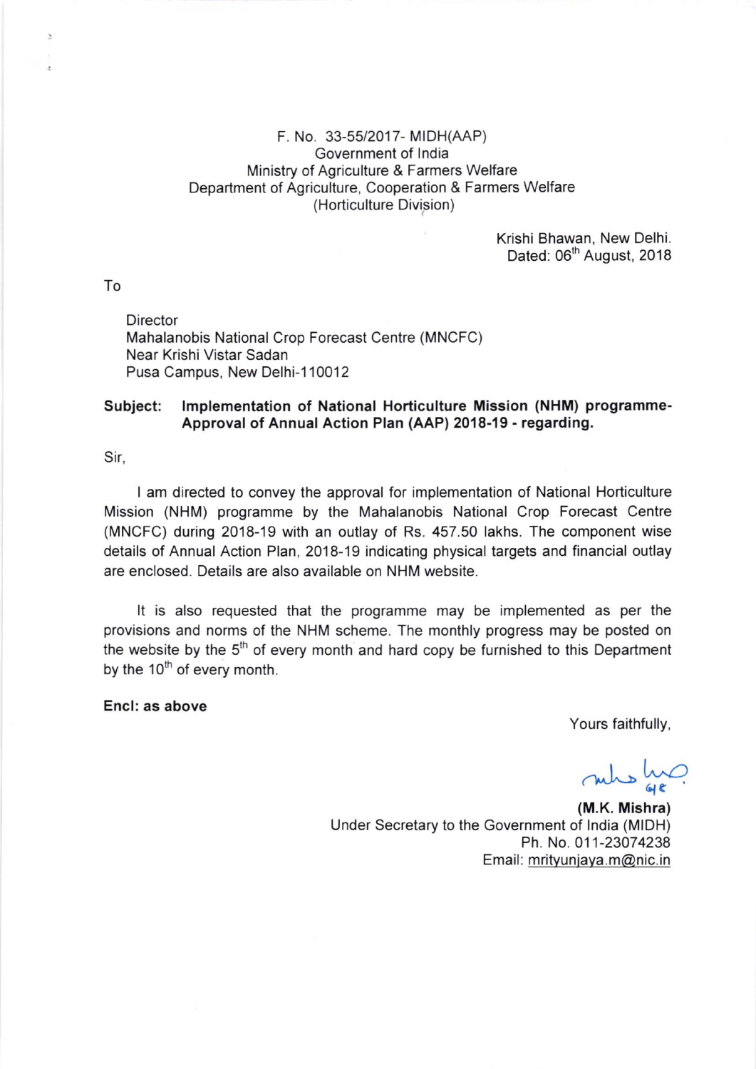F. No. 33-55/2017- MIDH(AAP)
Government of India
Ministry of Agriculture & Farmers Welfare
Department of Agriculture, Cooperation & Farmers Welfare
(Horticulture Division)

Krishi Bhawan, New Delhi.
Dated: 06th August, 2018

To

Director
Mahalanobis National Crop Forecast Centre (MNCFC)
Near Krishi Vistar Sadan
Pusa Campus, New Delhi-110012

**Subject: Implementation of National Horticulture Mission (NHM) programme- Approval of Annual Action Plan (AAP) 2018-19 - regarding.**

Sir,

I am directed to convey the approval for implementation of National Horticulture Mission (NHM) programme by the Mahalanobis National Crop Forecast Centre (MNCFC) during 2018-19 with an outlay of Rs. 457.50 lakhs. The component wise details of Annual Action Plan, 2018-19 indicating physical targets and financial outlay are enclosed. Details are also available on NHM website.

It is also requested that the programme may be implemented as per the provisions and norms of the NHM scheme. The monthly progress may be posted on the website by the 5th of every month and hard copy be furnished to this Department by the 10th of every month.

**Encl: as above**

Yours faithfully,

**(M.K. Mishra)**
Under Secretary to the Government of India (MIDH)
Ph. No. 011-23074238
Email: mrityunjaya.m@nic.in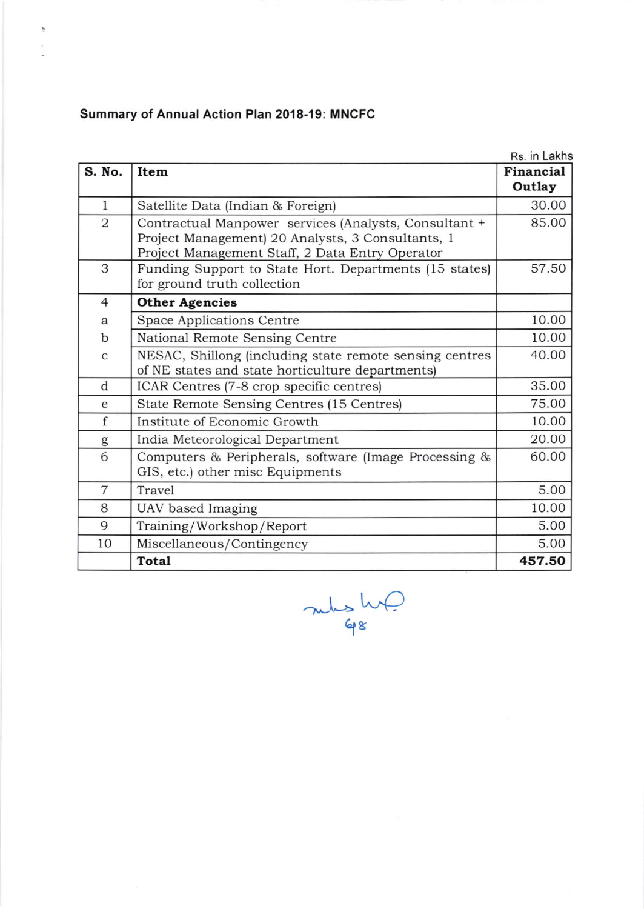## Summary of Annual Action Plan 2018-19: MNCFC

Rs. in Lakhs

| S. No. | Item | Financial Outlay |
|---|---|---|
| 1 | Satellite Data (Indian & Foreign) | 30.00 |
| 2 | Contractual Manpower services (Analysts, Consultant + Project Management) 20 Analysts, 3 Consultants, 1 Project Management Staff, 2 Data Entry Operator | 85.00 |
| 3 | Funding Support to State Hort. Departments (15 states) for ground truth collection | 57.50 |
| 4 | **Other Agencies** | |
| a | Space Applications Centre | 10.00 |
| b | National Remote Sensing Centre | 10.00 |
| c | NESAC, Shillong (including state remote sensing centres of NE states and state horticulture departments) | 40.00 |
| d | ICAR Centres (7-8 crop specific centres) | 35.00 |
| e | State Remote Sensing Centres (15 Centres) | 75.00 |
| f | Institute of Economic Growth | 10.00 |
| g | India Meteorological Department | 20.00 |
| 6 | Computers & Peripherals, software (Image Processing & GIS, etc.) other misc Equipments | 60.00 |
| 7 | Travel | 5.00 |
| 8 | UAV based Imaging | 10.00 |
| 9 | Training/Workshop/Report | 5.00 |
| 10 | Miscellaneous/Contingency | 5.00 |
| | **Total** | **457.50** |